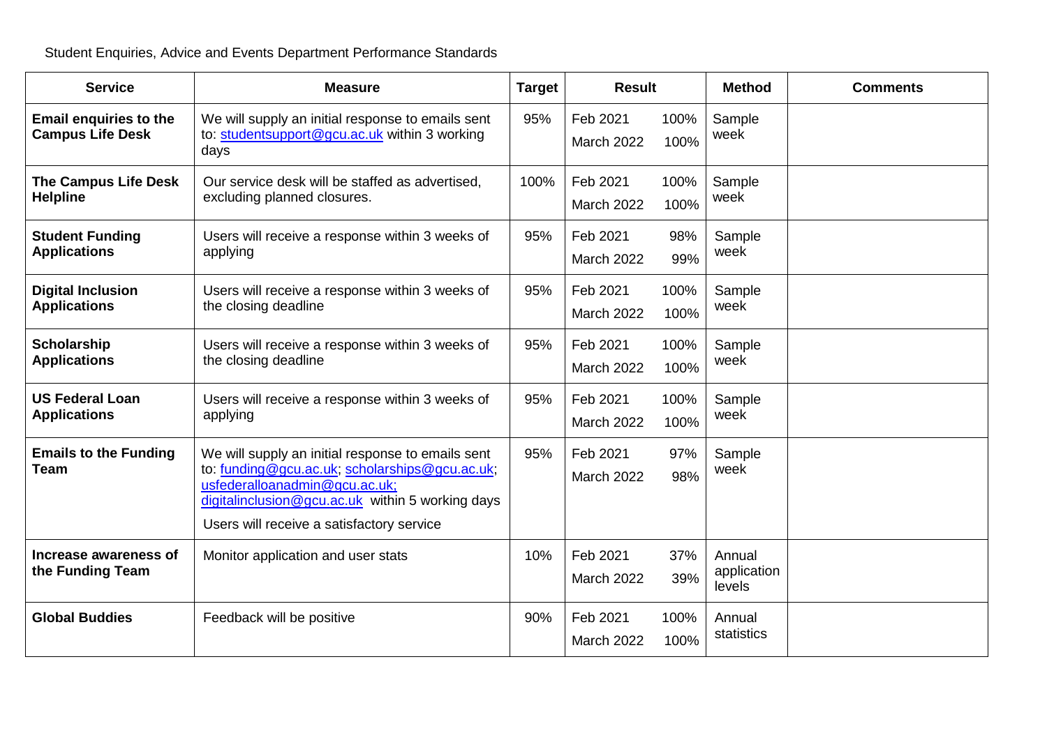Student Enquiries, Advice and Events Department Performance Standards

| Service | Measure | Target | Result | Method | Comments |
|---|---|---|---|---|---|
| **Email enquiries to the Campus Life Desk** | We will supply an initial response to emails sent to: studentsupport@gcu.ac.uk within 3 working days | 95% | Feb 2021 100%<br>March 2022 100% | Sample week | |
| **The Campus Life Desk Helpline** | Our service desk will be staffed as advertised, excluding planned closures. | 100% | Feb 2021 100%<br>March 2022 100% | Sample week | |
| **Student Funding Applications** | Users will receive a response within 3 weeks of applying | 95% | Feb 2021 98%<br>March 2022 99% | Sample week | |
| **Digital Inclusion Applications** | Users will receive a response within 3 weeks of the closing deadline | 95% | Feb 2021 100%<br>March 2022 100% | Sample week | |
| **Scholarship Applications** | Users will receive a response within 3 weeks of the closing deadline | 95% | Feb 2021 100%<br>March 2022 100% | Sample week | |
| **US Federal Loan Applications** | Users will receive a response within 3 weeks of applying | 95% | Feb 2021 100%<br>March 2022 100% | Sample week | |
| **Emails to the Funding Team** | We will supply an initial response to emails sent to: funding@gcu.ac.uk; scholarships@gcu.ac.uk; usfederalloanadmin@gcu.ac.uk; digitalinclusion@gcu.ac.uk within 5 working days<br>Users will receive a satisfactory service | 95% | Feb 2021 97%<br>March 2022 98% | Sample week | |
| **Increase awareness of the Funding Team** | Monitor application and user stats | 10% | Feb 2021 37%<br>March 2022 39% | Annual application levels | |
| **Global Buddies** | Feedback will be positive | 90% | Feb 2021 100%<br>March 2022 100% | Annual statistics | |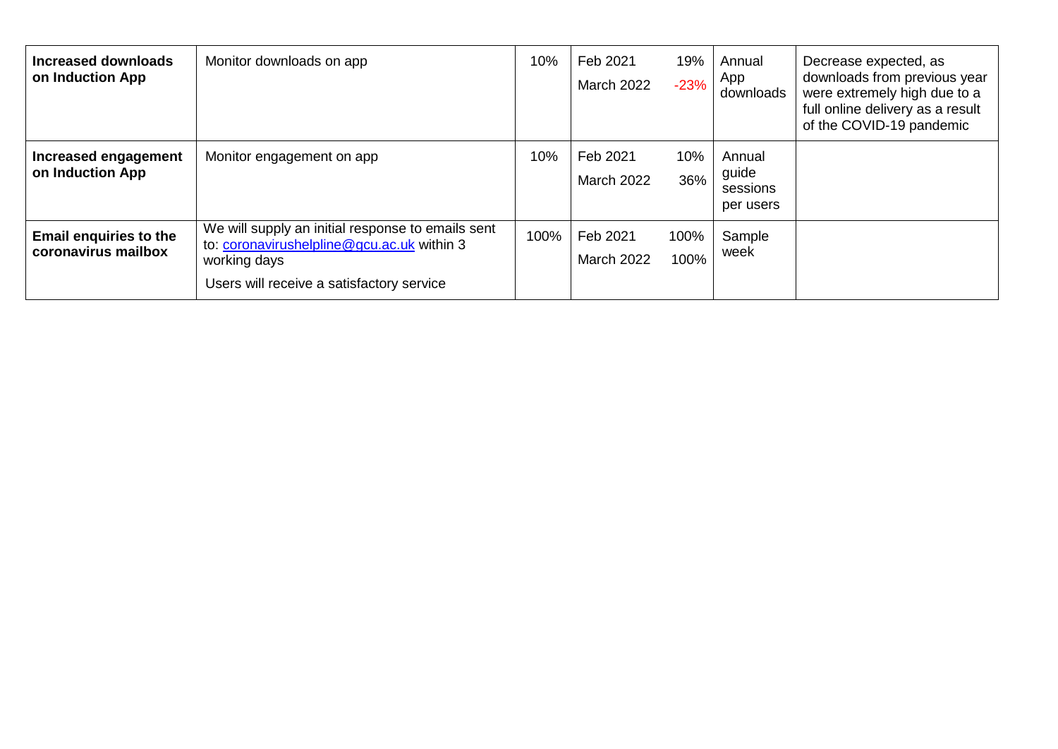| | | | | | | |
|---|---|---|---|---|---|---|
| **Increased downloads on Induction App** | Monitor downloads on app | 10% | Feb 2021<br>March 2022 | 19%<br>-23% | Annual App downloads | Decrease expected, as downloads from previous year were extremely high due to a full online delivery as a result of the COVID-19 pandemic |
| **Increased engagement on Induction App** | Monitor engagement on app | 10% | Feb 2021<br>March 2022 | 10%<br>36% | Annual guide sessions per users | |
| **Email enquiries to the coronavirus mailbox** | We will supply an initial response to emails sent to: coronavirushelpline@gcu.ac.uk within 3 working days<br>Users will receive a satisfactory service | 100% | Feb 2021<br>March 2022 | 100%<br>100% | Sample week | |